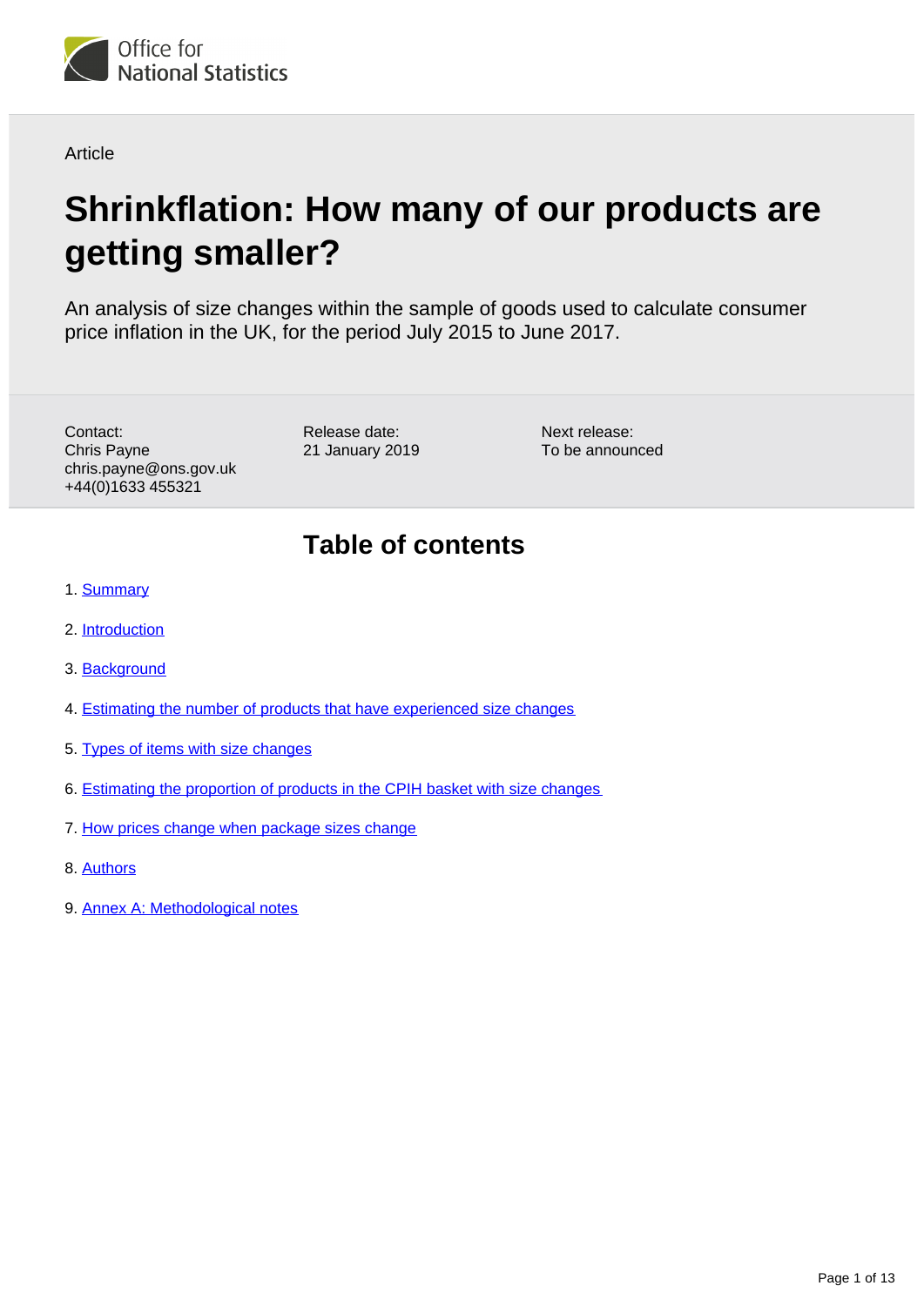Office for National Statistics

Article

# Shrinkflation: How many of our products are getting smaller?

An analysis of size changes within the sample of goods used to calculate consumer price inflation in the UK, for the period July 2015 to June 2017.

Contact:
Chris Payne
chris.payne@ons.gov.uk
+44(0)1633 455321

Release date:
21 January 2019

Next release:
To be announced

## Table of contents

1. Summary
2. Introduction
3. Background
4. Estimating the number of products that have experienced size changes
5. Types of items with size changes
6. Estimating the proportion of products in the CPIH basket with size changes
7. How prices change when package sizes change
8. Authors
9. Annex A: Methodological notes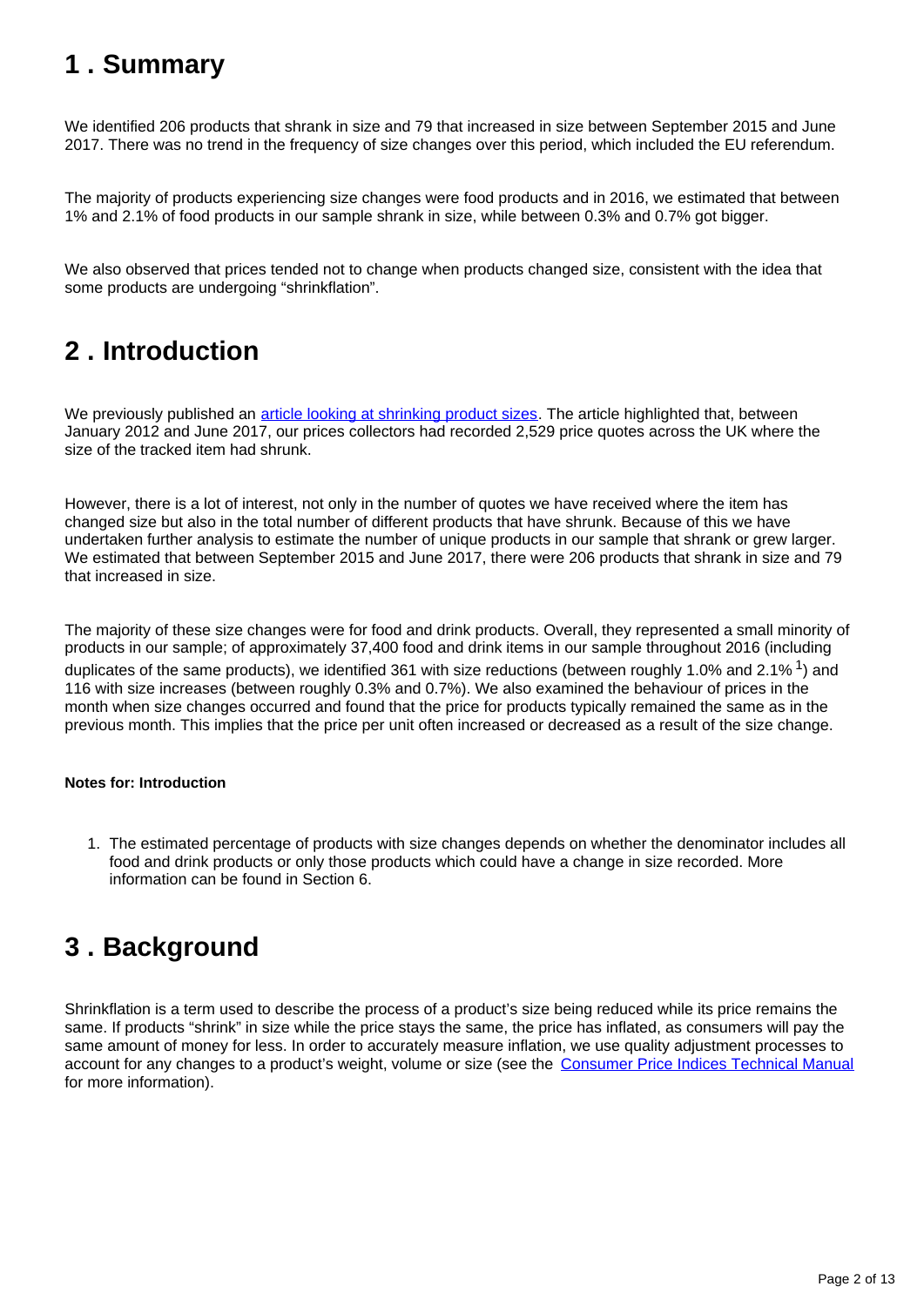## 1 . Summary

We identified 206 products that shrank in size and 79 that increased in size between September 2015 and June 2017. There was no trend in the frequency of size changes over this period, which included the EU referendum.

The majority of products experiencing size changes were food products and in 2016, we estimated that between 1% and 2.1% of food products in our sample shrank in size, while between 0.3% and 0.7% got bigger.

We also observed that prices tended not to change when products changed size, consistent with the idea that some products are undergoing "shrinkflation".

## 2 . Introduction

We previously published an article looking at shrinking product sizes. The article highlighted that, between January 2012 and June 2017, our prices collectors had recorded 2,529 price quotes across the UK where the size of the tracked item had shrunk.

However, there is a lot of interest, not only in the number of quotes we have received where the item has changed size but also in the total number of different products that have shrunk. Because of this we have undertaken further analysis to estimate the number of unique products in our sample that shrank or grew larger. We estimated that between September 2015 and June 2017, there were 206 products that shrank in size and 79 that increased in size.

The majority of these size changes were for food and drink products. Overall, they represented a small minority of products in our sample; of approximately 37,400 food and drink items in our sample throughout 2016 (including duplicates of the same products), we identified 361 with size reductions (between roughly 1.0% and 2.1% [1]) and 116 with size increases (between roughly 0.3% and 0.7%). We also examined the behaviour of prices in the month when size changes occurred and found that the price for products typically remained the same as in the previous month. This implies that the price per unit often increased or decreased as a result of the size change.

**Notes for: Introduction**

1. The estimated percentage of products with size changes depends on whether the denominator includes all food and drink products or only those products which could have a change in size recorded. More information can be found in Section 6.

## 3 . Background

Shrinkflation is a term used to describe the process of a product's size being reduced while its price remains the same. If products "shrink" in size while the price stays the same, the price has inflated, as consumers will pay the same amount of money for less. In order to accurately measure inflation, we use quality adjustment processes to account for any changes to a product's weight, volume or size (see the Consumer Price Indices Technical Manual for more information).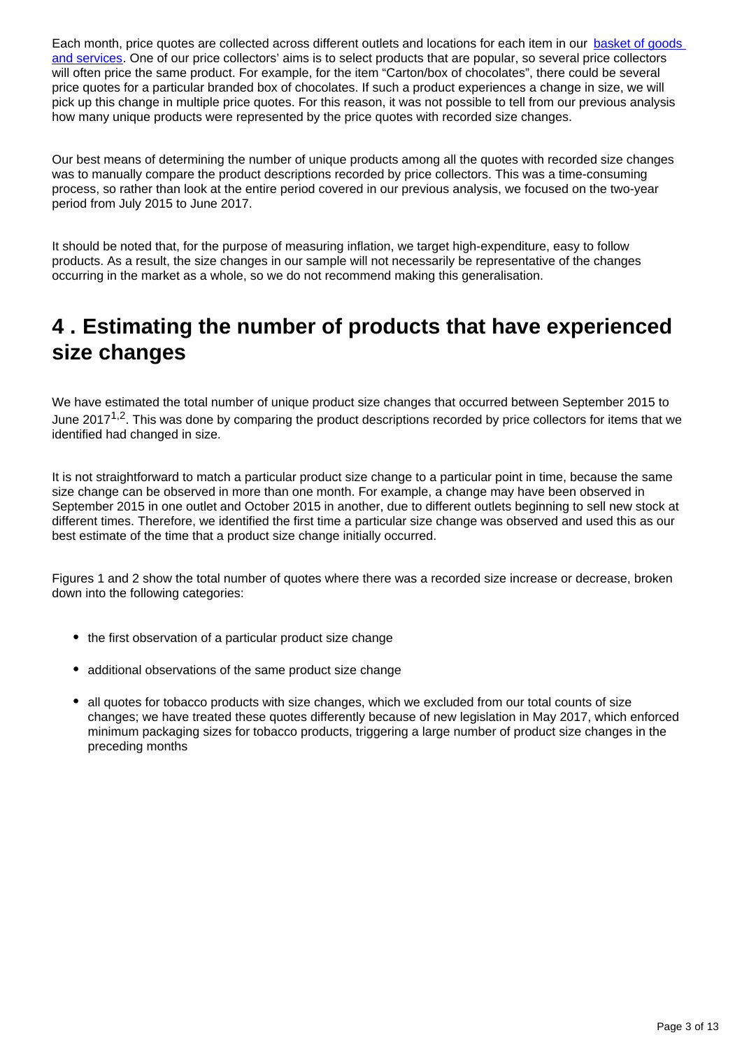Each month, price quotes are collected across different outlets and locations for each item in our basket of goods and services. One of our price collectors' aims is to select products that are popular, so several price collectors will often price the same product. For example, for the item "Carton/box of chocolates", there could be several price quotes for a particular branded box of chocolates. If such a product experiences a change in size, we will pick up this change in multiple price quotes. For this reason, it was not possible to tell from our previous analysis how many unique products were represented by the price quotes with recorded size changes.

Our best means of determining the number of unique products among all the quotes with recorded size changes was to manually compare the product descriptions recorded by price collectors. This was a time-consuming process, so rather than look at the entire period covered in our previous analysis, we focused on the two-year period from July 2015 to June 2017.

It should be noted that, for the purpose of measuring inflation, we target high-expenditure, easy to follow products. As a result, the size changes in our sample will not necessarily be representative of the changes occurring in the market as a whole, so we do not recommend making this generalisation.

# 4 . Estimating the number of products that have experienced size changes

We have estimated the total number of unique product size changes that occurred between September 2015 to June 2017[1,2]. This was done by comparing the product descriptions recorded by price collectors for items that we identified had changed in size.

It is not straightforward to match a particular product size change to a particular point in time, because the same size change can be observed in more than one month. For example, a change may have been observed in September 2015 in one outlet and October 2015 in another, due to different outlets beginning to sell new stock at different times. Therefore, we identified the first time a particular size change was observed and used this as our best estimate of the time that a product size change initially occurred.

Figures 1 and 2 show the total number of quotes where there was a recorded size increase or decrease, broken down into the following categories:

- the first observation of a particular product size change
- additional observations of the same product size change
- all quotes for tobacco products with size changes, which we excluded from our total counts of size changes; we have treated these quotes differently because of new legislation in May 2017, which enforced minimum packaging sizes for tobacco products, triggering a large number of product size changes in the preceding months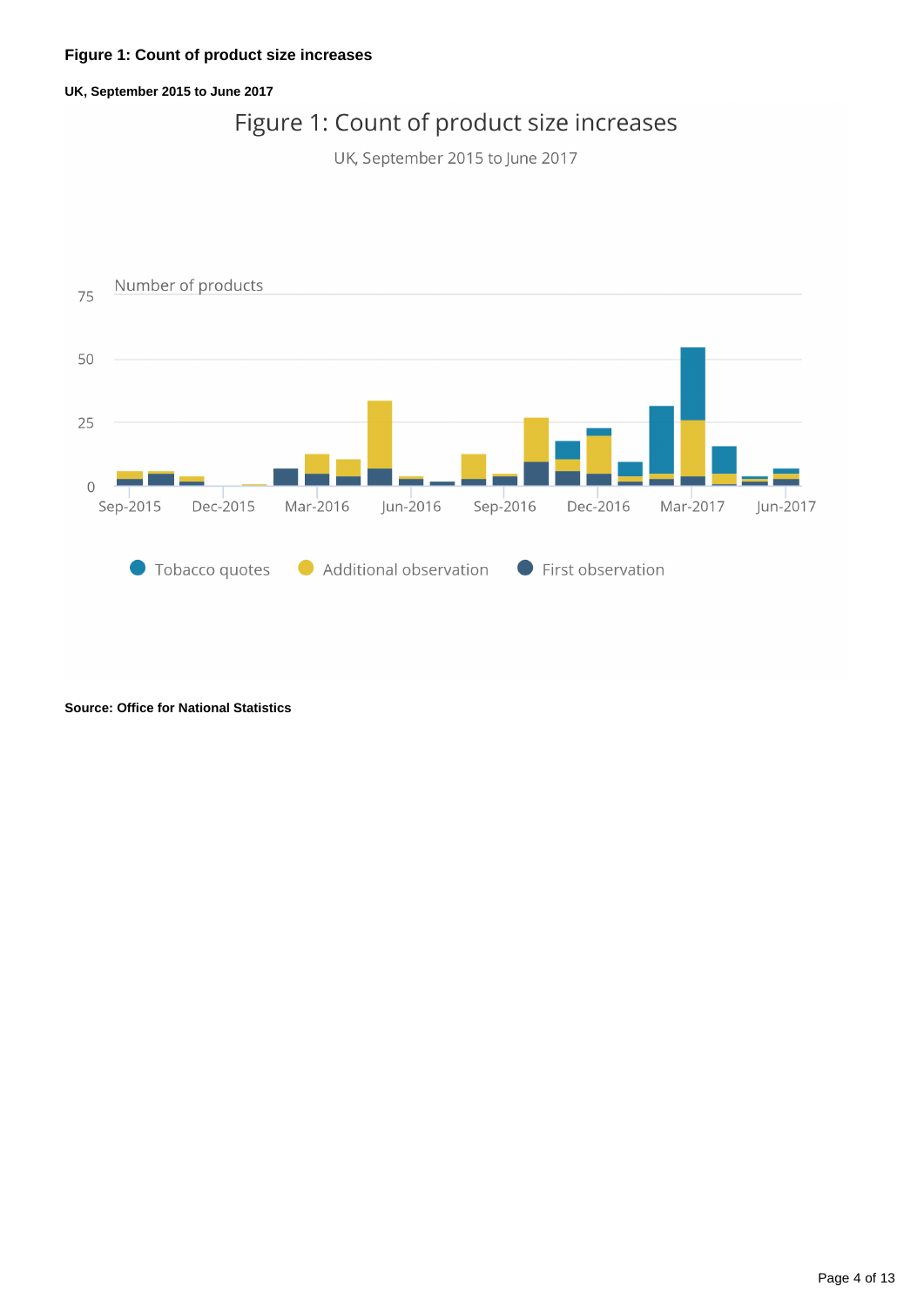**Figure 1: Count of product size increases**

**UK, September 2015 to June 2017**

Figure 1: Count of product size increases

UK, September 2015 to June 2017

Number of products

75

50

25

0

Sep-2015 Dec-2015 Mar-2016 Jun-2016 Sep-2016 Dec-2016 Mar-2017 Jun-2017

Tobacco quotes Additional observation First observation

**Source: Office for National Statistics**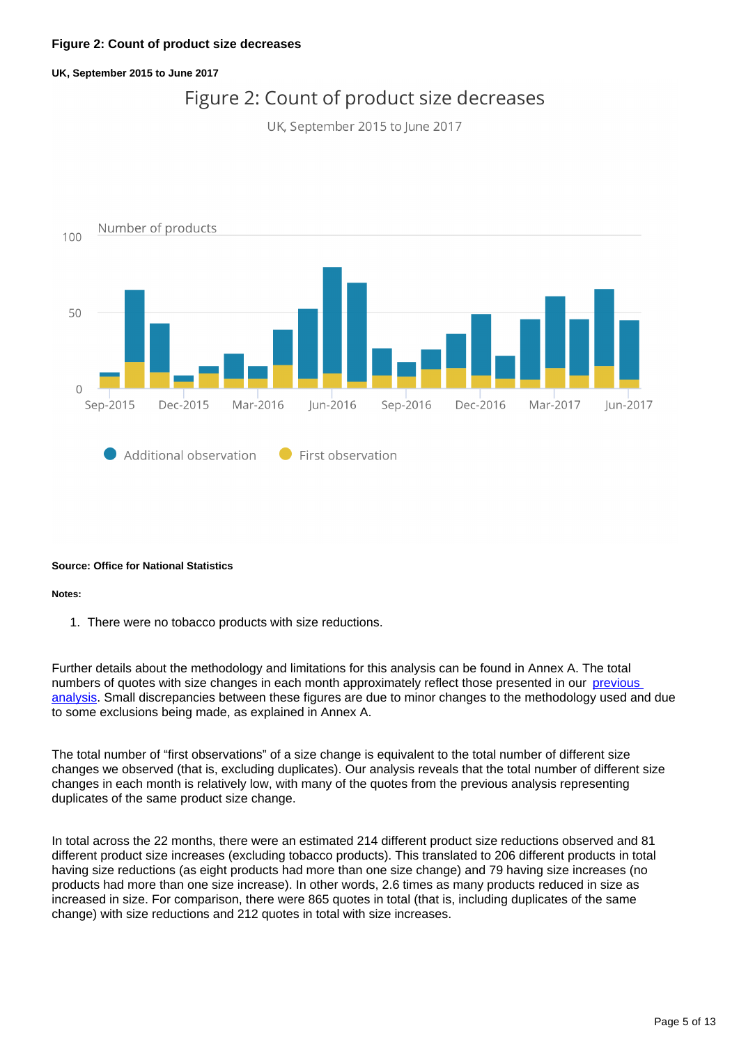**Figure 2: Count of product size decreases**

**UK, September 2015 to June 2017**

Figure 2: Count of product size decreases

UK, September 2015 to June 2017

Number of products

100

50

0

Sep-2015 Dec-2015 Mar-2016 Jun-2016 Sep-2016 Dec-2016 Mar-2017 Jun-2017

Additional observation First observation

**Source: Office for National Statistics**

**Notes:**

1. There were no tobacco products with size reductions.

Further details about the methodology and limitations for this analysis can be found in Annex A. The total numbers of quotes with size changes in each month approximately reflect those presented in our previous analysis. Small discrepancies between these figures are due to minor changes to the methodology used and due to some exclusions being made, as explained in Annex A.

The total number of "first observations" of a size change is equivalent to the total number of different size changes we observed (that is, excluding duplicates). Our analysis reveals that the total number of different size changes in each month is relatively low, with many of the quotes from the previous analysis representing duplicates of the same product size change.

In total across the 22 months, there were an estimated 214 different product size reductions observed and 81 different product size increases (excluding tobacco products). This translated to 206 different products in total having size reductions (as eight products had more than one size change) and 79 having size increases (no products had more than one size increase). In other words, 2.6 times as many products reduced in size as increased in size. For comparison, there were 865 quotes in total (that is, including duplicates of the same change) with size reductions and 212 quotes in total with size increases.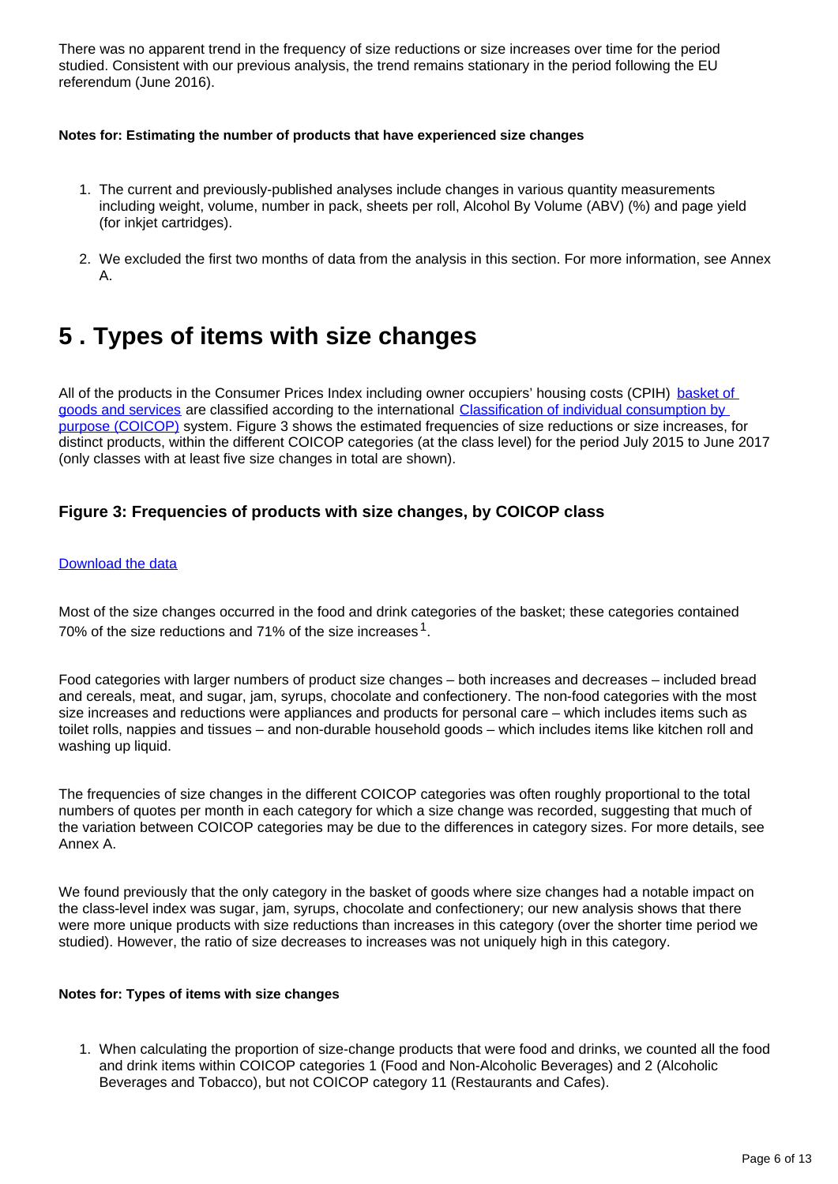There was no apparent trend in the frequency of size reductions or size increases over time for the period studied. Consistent with our previous analysis, the trend remains stationary in the period following the EU referendum (June 2016).

**Notes for: Estimating the number of products that have experienced size changes**

1. The current and previously-published analyses include changes in various quantity measurements including weight, volume, number in pack, sheets per roll, Alcohol By Volume (ABV) (%) and page yield (for inkjet cartridges).

2. We excluded the first two months of data from the analysis in this section. For more information, see Annex A.

# 5 . Types of items with size changes

All of the products in the Consumer Prices Index including owner occupiers' housing costs (CPIH) [basket of goods and services] are classified according to the international [Classification of individual consumption by purpose (COICOP)] system. Figure 3 shows the estimated frequencies of size reductions or size increases, for distinct products, within the different COICOP categories (at the class level) for the period July 2015 to June 2017 (only classes with at least five size changes in total are shown).

### Figure 3: Frequencies of products with size changes, by COICOP class

[Download the data]

Most of the size changes occurred in the food and drink categories of the basket; these categories contained 70% of the size reductions and 71% of the size increases[1].

Food categories with larger numbers of product size changes – both increases and decreases – included bread and cereals, meat, and sugar, jam, syrups, chocolate and confectionery. The non-food categories with the most size increases and reductions were appliances and products for personal care – which includes items such as toilet rolls, nappies and tissues – and non-durable household goods – which includes items like kitchen roll and washing up liquid.

The frequencies of size changes in the different COICOP categories was often roughly proportional to the total numbers of quotes per month in each category for which a size change was recorded, suggesting that much of the variation between COICOP categories may be due to the differences in category sizes. For more details, see Annex A.

We found previously that the only category in the basket of goods where size changes had a notable impact on the class-level index was sugar, jam, syrups, chocolate and confectionery; our new analysis shows that there were more unique products with size reductions than increases in this category (over the shorter time period we studied). However, the ratio of size decreases to increases was not uniquely high in this category.

**Notes for: Types of items with size changes**

1. When calculating the proportion of size-change products that were food and drinks, we counted all the food and drink items within COICOP categories 1 (Food and Non-Alcoholic Beverages) and 2 (Alcoholic Beverages and Tobacco), but not COICOP category 11 (Restaurants and Cafes).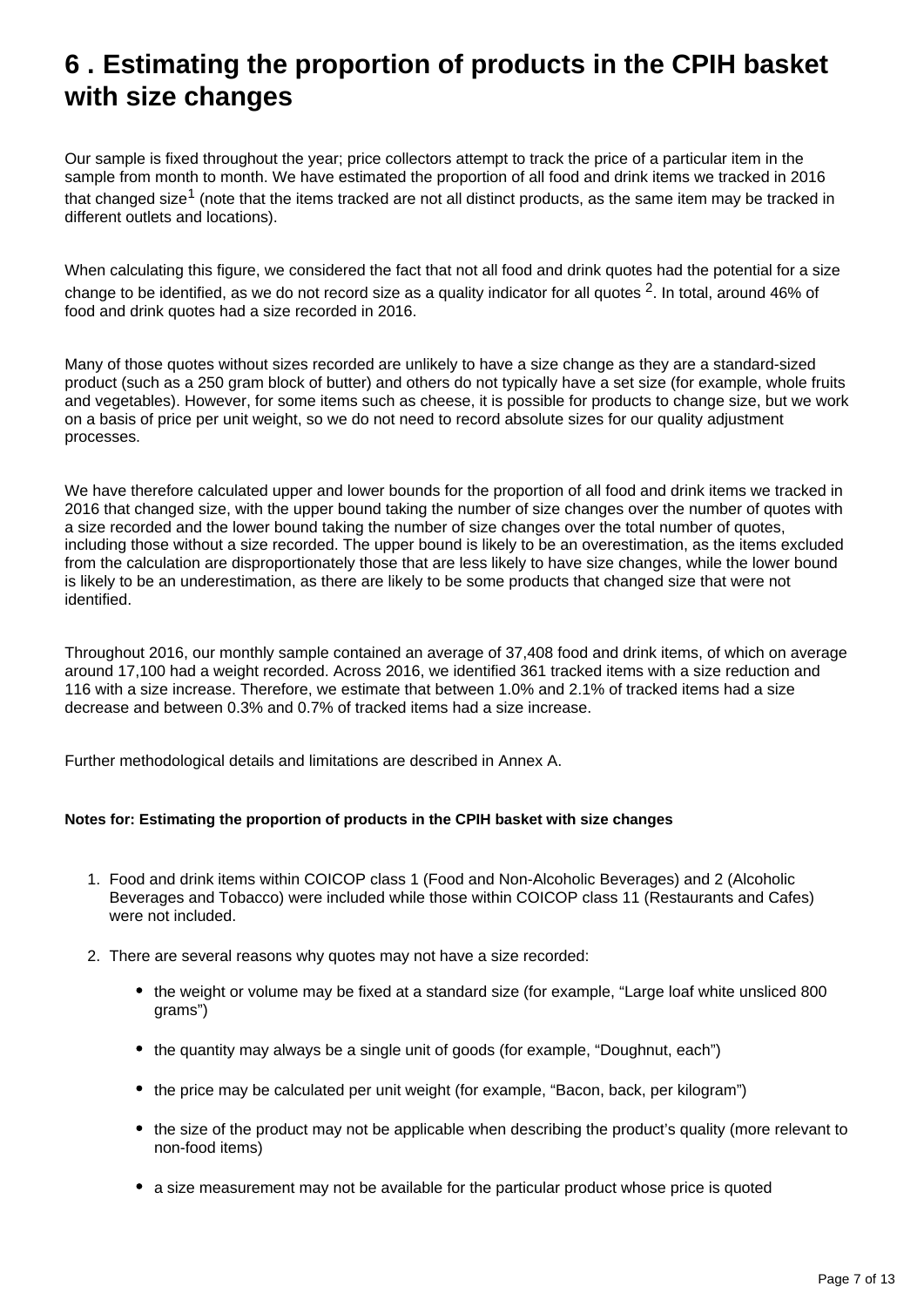# 6 . Estimating the proportion of products in the CPIH basket with size changes

Our sample is fixed throughout the year; price collectors attempt to track the price of a particular item in the sample from month to month. We have estimated the proportion of all food and drink items we tracked in 2016 that changed size[1] (note that the items tracked are not all distinct products, as the same item may be tracked in different outlets and locations).

When calculating this figure, we considered the fact that not all food and drink quotes had the potential for a size change to be identified, as we do not record size as a quality indicator for all quotes [2]. In total, around 46% of food and drink quotes had a size recorded in 2016.

Many of those quotes without sizes recorded are unlikely to have a size change as they are a standard-sized product (such as a 250 gram block of butter) and others do not typically have a set size (for example, whole fruits and vegetables). However, for some items such as cheese, it is possible for products to change size, but we work on a basis of price per unit weight, so we do not need to record absolute sizes for our quality adjustment processes.

We have therefore calculated upper and lower bounds for the proportion of all food and drink items we tracked in 2016 that changed size, with the upper bound taking the number of size changes over the number of quotes with a size recorded and the lower bound taking the number of size changes over the total number of quotes, including those without a size recorded. The upper bound is likely to be an overestimation, as the items excluded from the calculation are disproportionately those that are less likely to have size changes, while the lower bound is likely to be an underestimation, as there are likely to be some products that changed size that were not identified.

Throughout 2016, our monthly sample contained an average of 37,408 food and drink items, of which on average around 17,100 had a weight recorded. Across 2016, we identified 361 tracked items with a size reduction and 116 with a size increase. Therefore, we estimate that between 1.0% and 2.1% of tracked items had a size decrease and between 0.3% and 0.7% of tracked items had a size increase.

Further methodological details and limitations are described in Annex A.

**Notes for: Estimating the proportion of products in the CPIH basket with size changes**

1. Food and drink items within COICOP class 1 (Food and Non-Alcoholic Beverages) and 2 (Alcoholic Beverages and Tobacco) were included while those within COICOP class 11 (Restaurants and Cafes) were not included.
2. There are several reasons why quotes may not have a size recorded:
   - the weight or volume may be fixed at a standard size (for example, "Large loaf white unsliced 800 grams")
   - the quantity may always be a single unit of goods (for example, "Doughnut, each")
   - the price may be calculated per unit weight (for example, "Bacon, back, per kilogram")
   - the size of the product may not be applicable when describing the product's quality (more relevant to non-food items)
   - a size measurement may not be available for the particular product whose price is quoted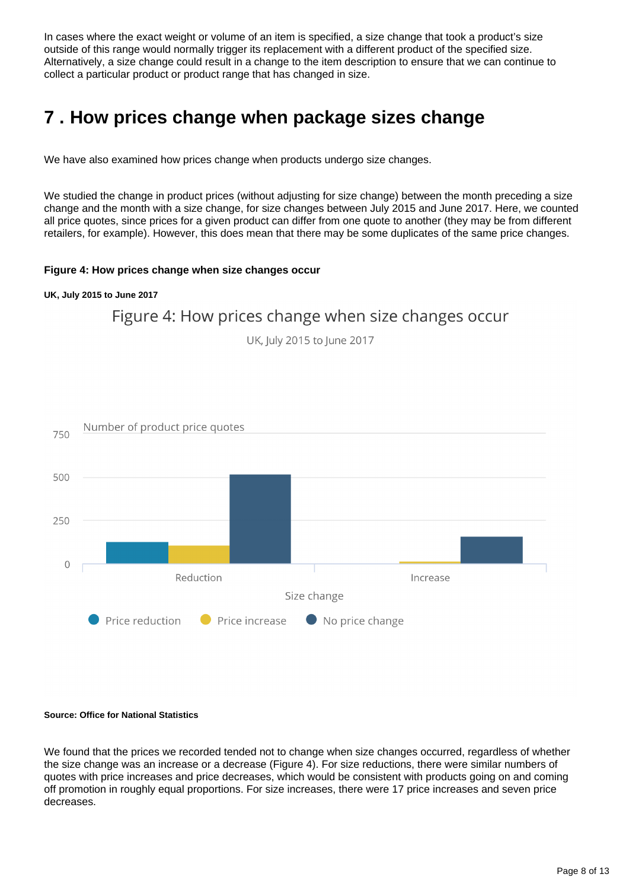In cases where the exact weight or volume of an item is specified, a size change that took a product's size outside of this range would normally trigger its replacement with a different product of the specified size. Alternatively, a size change could result in a change to the item description to ensure that we can continue to collect a particular product or product range that has changed in size.

## 7 . How prices change when package sizes change

We have also examined how prices change when products undergo size changes.

We studied the change in product prices (without adjusting for size change) between the month preceding a size change and the month with a size change, for size changes between July 2015 and June 2017. Here, we counted all price quotes, since prices for a given product can differ from one quote to another (they may be from different retailers, for example). However, this does mean that there may be some duplicates of the same price changes.

**Figure 4: How prices change when size changes occur**

**UK, July 2015 to June 2017**

Figure 4: How prices change when size changes occur

UK, July 2015 to June 2017

Number of product price quotes

750

500

250

0

Reduction

Increase

Size change

Price reduction

Price increase

No price change

**Source: Office for National Statistics**

We found that the prices we recorded tended not to change when size changes occurred, regardless of whether the size change was an increase or a decrease (Figure 4). For size reductions, there were similar numbers of quotes with price increases and price decreases, which would be consistent with products going on and coming off promotion in roughly equal proportions. For size increases, there were 17 price increases and seven price decreases.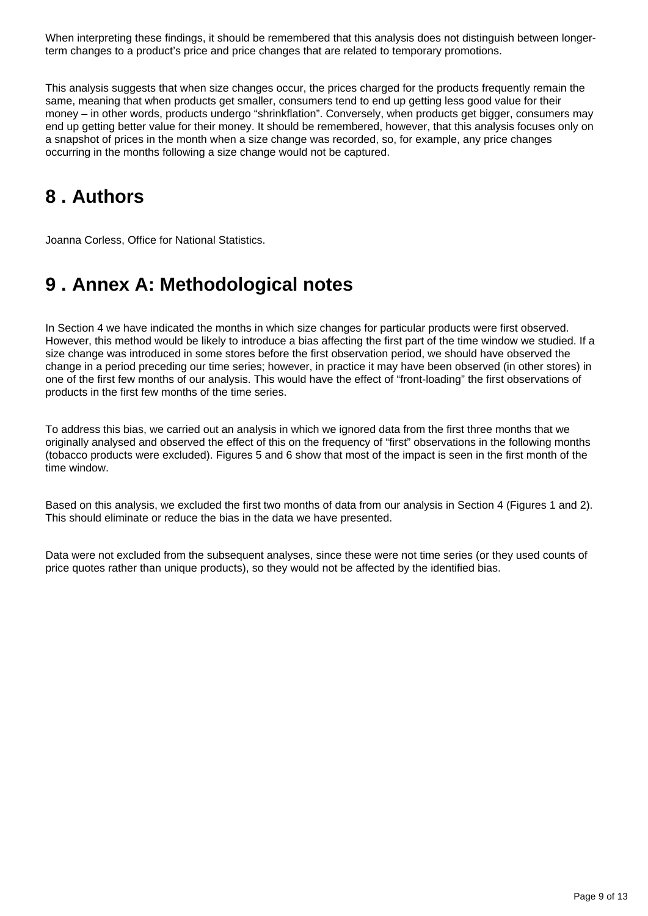When interpreting these findings, it should be remembered that this analysis does not distinguish between longer-term changes to a product's price and price changes that are related to temporary promotions.

This analysis suggests that when size changes occur, the prices charged for the products frequently remain the same, meaning that when products get smaller, consumers tend to end up getting less good value for their money – in other words, products undergo "shrinkflation". Conversely, when products get bigger, consumers may end up getting better value for their money. It should be remembered, however, that this analysis focuses only on a snapshot of prices in the month when a size change was recorded, so, for example, any price changes occurring in the months following a size change would not be captured.

## 8 . Authors

Joanna Corless, Office for National Statistics.

## 9 . Annex A: Methodological notes

In Section 4 we have indicated the months in which size changes for particular products were first observed. However, this method would be likely to introduce a bias affecting the first part of the time window we studied. If a size change was introduced in some stores before the first observation period, we should have observed the change in a period preceding our time series; however, in practice it may have been observed (in other stores) in one of the first few months of our analysis. This would have the effect of "front-loading" the first observations of products in the first few months of the time series.

To address this bias, we carried out an analysis in which we ignored data from the first three months that we originally analysed and observed the effect of this on the frequency of "first" observations in the following months (tobacco products were excluded). Figures 5 and 6 show that most of the impact is seen in the first month of the time window.

Based on this analysis, we excluded the first two months of data from our analysis in Section 4 (Figures 1 and 2). This should eliminate or reduce the bias in the data we have presented.

Data were not excluded from the subsequent analyses, since these were not time series (or they used counts of price quotes rather than unique products), so they would not be affected by the identified bias.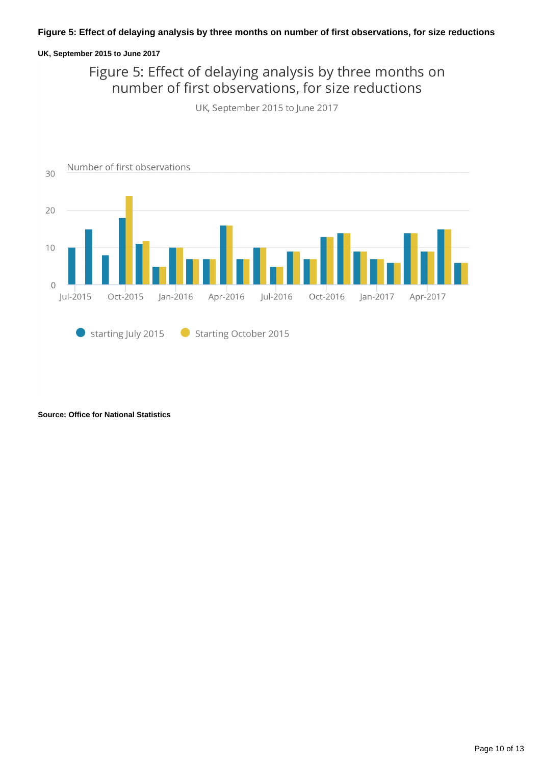**Figure 5: Effect of delaying analysis by three months on number of first observations, for size reductions**

**UK, September 2015 to June 2017**

Figure 5: Effect of delaying analysis by three months on number of first observations, for size reductions

UK, September 2015 to June 2017

**Source: Office for National Statistics**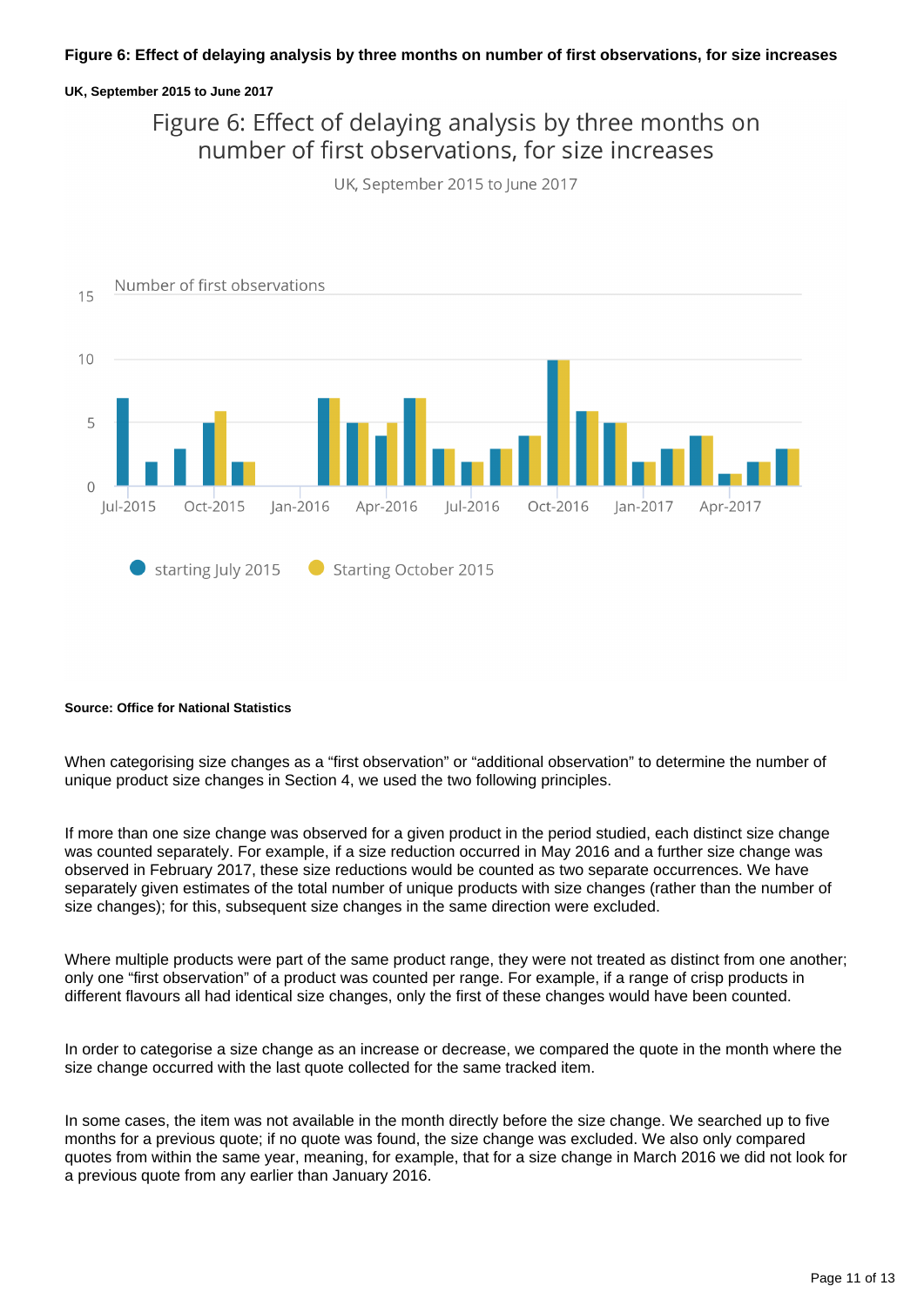**Figure 6: Effect of delaying analysis by three months on number of first observations, for size increases**

**UK, September 2015 to June 2017**

**Source: Office for National Statistics**

When categorising size changes as a “first observation” or “additional observation” to determine the number of unique product size changes in Section 4, we used the two following principles.

If more than one size change was observed for a given product in the period studied, each distinct size change was counted separately. For example, if a size reduction occurred in May 2016 and a further size change was observed in February 2017, these size reductions would be counted as two separate occurrences. We have separately given estimates of the total number of unique products with size changes (rather than the number of size changes); for this, subsequent size changes in the same direction were excluded.

Where multiple products were part of the same product range, they were not treated as distinct from one another; only one “first observation” of a product was counted per range. For example, if a range of crisp products in different flavours all had identical size changes, only the first of these changes would have been counted.

In order to categorise a size change as an increase or decrease, we compared the quote in the month where the size change occurred with the last quote collected for the same tracked item.

In some cases, the item was not available in the month directly before the size change. We searched up to five months for a previous quote; if no quote was found, the size change was excluded. We also only compared quotes from within the same year, meaning, for example, that for a size change in March 2016 we did not look for a previous quote from any earlier than January 2016.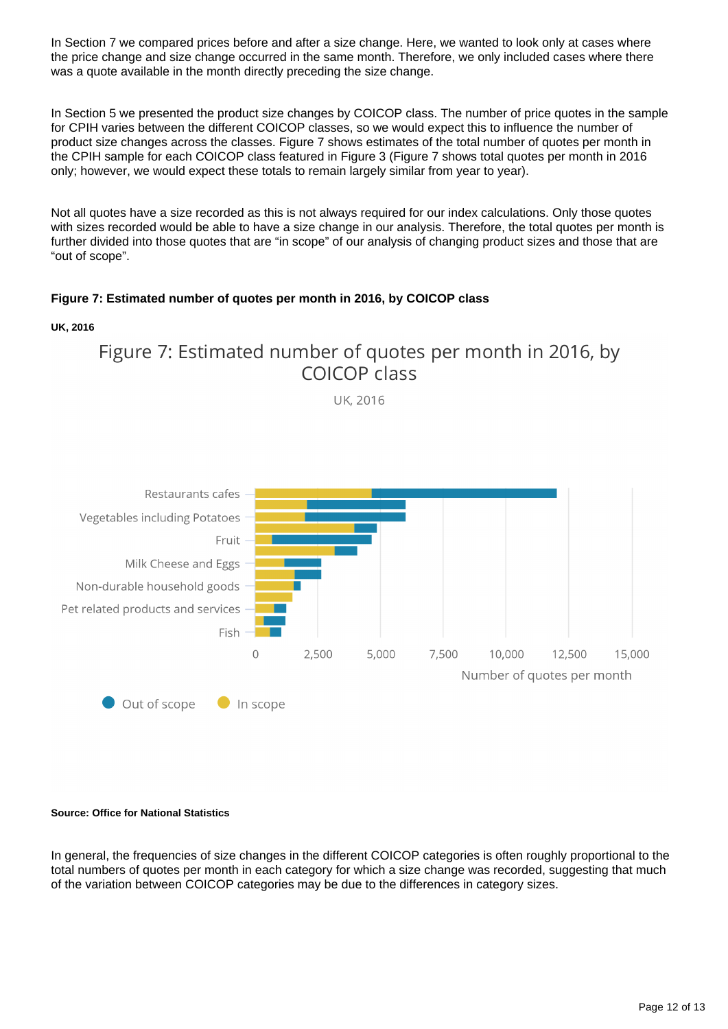In Section 7 we compared prices before and after a size change. Here, we wanted to look only at cases where the price change and size change occurred in the same month. Therefore, we only included cases where there was a quote available in the month directly preceding the size change.

In Section 5 we presented the product size changes by COICOP class. The number of price quotes in the sample for CPIH varies between the different COICOP classes, so we would expect this to influence the number of product size changes across the classes. Figure 7 shows estimates of the total number of quotes per month in the CPIH sample for each COICOP class featured in Figure 3 (Figure 7 shows total quotes per month in 2016 only; however, we would expect these totals to remain largely similar from year to year).

Not all quotes have a size recorded as this is not always required for our index calculations. Only those quotes with sizes recorded would be able to have a size change in our analysis. Therefore, the total quotes per month is further divided into those quotes that are "in scope" of our analysis of changing product sizes and those that are "out of scope".

**Figure 7: Estimated number of quotes per month in 2016, by COICOP class**

**UK, 2016**

Figure 7: Estimated number of quotes per month in 2016, by COICOP class

UK, 2016

Restaurants cafes
Vegetables including Potatoes
Fruit
Milk Cheese and Eggs
Non-durable household goods
Pet related products and services
Fish

0
2,500
5,000
7,500
10,000
12,500
15,000

Number of quotes per month

Out of scope
In scope

**Source: Office for National Statistics**

In general, the frequencies of size changes in the different COICOP categories is often roughly proportional to the total numbers of quotes per month in each category for which a size change was recorded, suggesting that much of the variation between COICOP categories may be due to the differences in category sizes.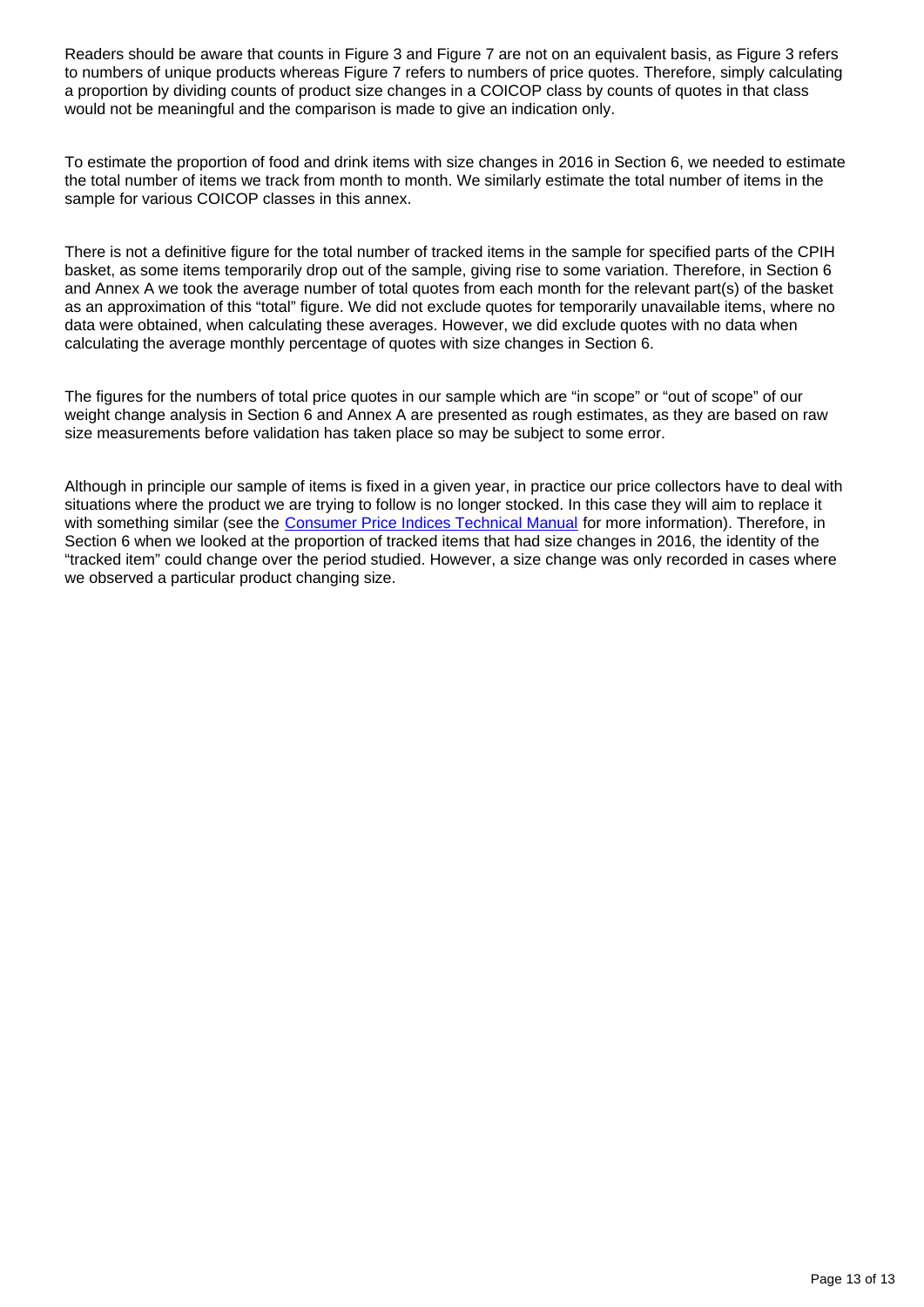Readers should be aware that counts in Figure 3 and Figure 7 are not on an equivalent basis, as Figure 3 refers to numbers of unique products whereas Figure 7 refers to numbers of price quotes. Therefore, simply calculating a proportion by dividing counts of product size changes in a COICOP class by counts of quotes in that class would not be meaningful and the comparison is made to give an indication only.

To estimate the proportion of food and drink items with size changes in 2016 in Section 6, we needed to estimate the total number of items we track from month to month. We similarly estimate the total number of items in the sample for various COICOP classes in this annex.

There is not a definitive figure for the total number of tracked items in the sample for specified parts of the CPIH basket, as some items temporarily drop out of the sample, giving rise to some variation. Therefore, in Section 6 and Annex A we took the average number of total quotes from each month for the relevant part(s) of the basket as an approximation of this "total" figure. We did not exclude quotes for temporarily unavailable items, where no data were obtained, when calculating these averages. However, we did exclude quotes with no data when calculating the average monthly percentage of quotes with size changes in Section 6.

The figures for the numbers of total price quotes in our sample which are "in scope" or "out of scope" of our weight change analysis in Section 6 and Annex A are presented as rough estimates, as they are based on raw size measurements before validation has taken place so may be subject to some error.

Although in principle our sample of items is fixed in a given year, in practice our price collectors have to deal with situations where the product we are trying to follow is no longer stocked. In this case they will aim to replace it with something similar (see the Consumer Price Indices Technical Manual for more information). Therefore, in Section 6 when we looked at the proportion of tracked items that had size changes in 2016, the identity of the "tracked item" could change over the period studied. However, a size change was only recorded in cases where we observed a particular product changing size.